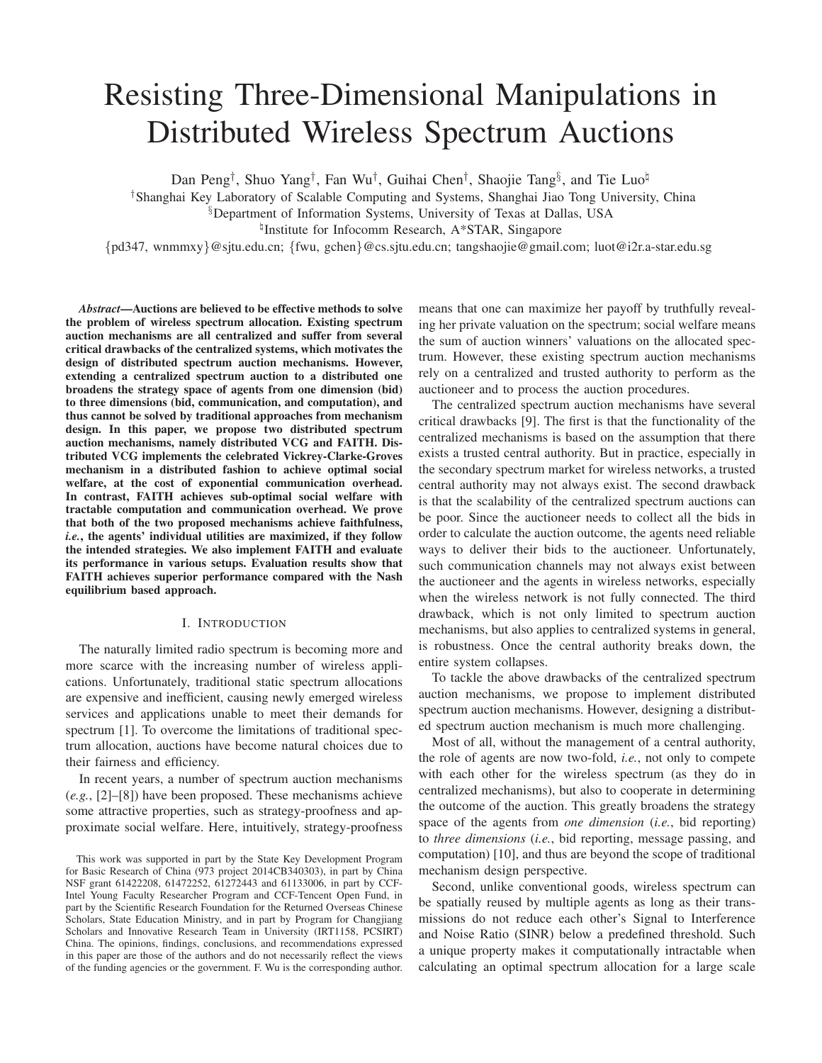# Resisting Three-Dimensional Manipulations in Distributed Wireless Spectrum Auctions

Dan Peng[†], Shuo Yang[†], Fan Wu[†], Guihai Chen[†], Shaojie Tang[§], and Tie Luo[♮]

[†]Shanghai Key Laboratory of Scalable Computing and Systems, Shanghai Jiao Tong University, China

[§]Department of Information Systems, University of Texas at Dallas, USA

[♮]Institute for Infocomm Research, A*STAR, Singapore

{pd347, wnmmxy}@sjtu.edu.cn; {fwu, gchen}@cs.sjtu.edu.cn; tangshaojie@gmail.com; luot@i2r.a-star.edu.sg

***Abstract*—Auctions are believed to be effective methods to solve the problem of wireless spectrum allocation. Existing spectrum auction mechanisms are all centralized and suffer from several critical drawbacks of the centralized systems, which motivates the design of distributed spectrum auction mechanisms. However, extending a centralized spectrum auction to a distributed one broadens the strategy space of agents from one dimension (bid) to three dimensions (bid, communication, and computation), and thus cannot be solved by traditional approaches from mechanism design. In this paper, we propose two distributed spectrum auction mechanisms, namely distributed VCG and FAITH. Distributed VCG implements the celebrated Vickrey-Clarke-Groves mechanism in a distributed fashion to achieve optimal social welfare, at the cost of exponential communication overhead. In contrast, FAITH achieves sub-optimal social welfare with tractable computation and communication overhead. We prove that both of the two proposed mechanisms achieve faithfulness, *i.e.*, the agents' individual utilities are maximized, if they follow the intended strategies. We also implement FAITH and evaluate its performance in various setups. Evaluation results show that FAITH achieves superior performance compared with the Nash equilibrium based approach.**

## I. Introduction

The naturally limited radio spectrum is becoming more and more scarce with the increasing number of wireless applications. Unfortunately, traditional static spectrum allocations are expensive and inefficient, causing newly emerged wireless services and applications unable to meet their demands for spectrum [1]. To overcome the limitations of traditional spectrum allocation, auctions have become natural choices due to their fairness and efficiency.

In recent years, a number of spectrum auction mechanisms (*e.g.*, [2]–[8]) have been proposed. These mechanisms achieve some attractive properties, such as strategy-proofness and approximate social welfare. Here, intuitively, strategy-proofness means that one can maximize her payoff by truthfully revealing her private valuation on the spectrum; social welfare means the sum of auction winners' valuations on the allocated spectrum. However, these existing spectrum auction mechanisms rely on a centralized and trusted authority to perform as the auctioneer and to process the auction procedures.

The centralized spectrum auction mechanisms have several critical drawbacks [9]. The first is that the functionality of the centralized mechanisms is based on the assumption that there exists a trusted central authority. But in practice, especially in the secondary spectrum market for wireless networks, a trusted central authority may not always exist. The second drawback is that the scalability of the centralized spectrum auctions can be poor. Since the auctioneer needs to collect all the bids in order to calculate the auction outcome, the agents need reliable ways to deliver their bids to the auctioneer. Unfortunately, such communication channels may not always exist between the auctioneer and the agents in wireless networks, especially when the wireless network is not fully connected. The third drawback, which is not only limited to spectrum auction mechanisms, but also applies to centralized systems in general, is robustness. Once the central authority breaks down, the entire system collapses.

To tackle the above drawbacks of the centralized spectrum auction mechanisms, we propose to implement distributed spectrum auction mechanisms. However, designing a distributed spectrum auction mechanism is much more challenging.

Most of all, without the management of a central authority, the role of agents are now two-fold, *i.e.*, not only to compete with each other for the wireless spectrum (as they do in centralized mechanisms), but also to cooperate in determining the outcome of the auction. This greatly broadens the strategy space of the agents from *one dimension* (*i.e.*, bid reporting) to *three dimensions* (*i.e.*, bid reporting, message passing, and computation) [10], and thus are beyond the scope of traditional mechanism design perspective.

Second, unlike conventional goods, wireless spectrum can be spatially reused by multiple agents as long as their transmissions do not reduce each other's Signal to Interference and Noise Ratio (SINR) below a predefined threshold. Such a unique property makes it computationally intractable when calculating an optimal spectrum allocation for a large scale

This work was supported in part by the State Key Development Program for Basic Research of China (973 project 2014CB340303), in part by China NSF grant 61422208, 61472252, 61272443 and 61133006, in part by CCF-Intel Young Faculty Researcher Program and CCF-Tencent Open Fund, in part by the Scientific Research Foundation for the Returned Overseas Chinese Scholars, State Education Ministry, and in part by Program for Changjiang Scholars and Innovative Research Team in University (IRT1158, PCSIRT) China. The opinions, findings, conclusions, and recommendations expressed in this paper are those of the authors and do not necessarily reflect the views of the funding agencies or the government. F. Wu is the corresponding author.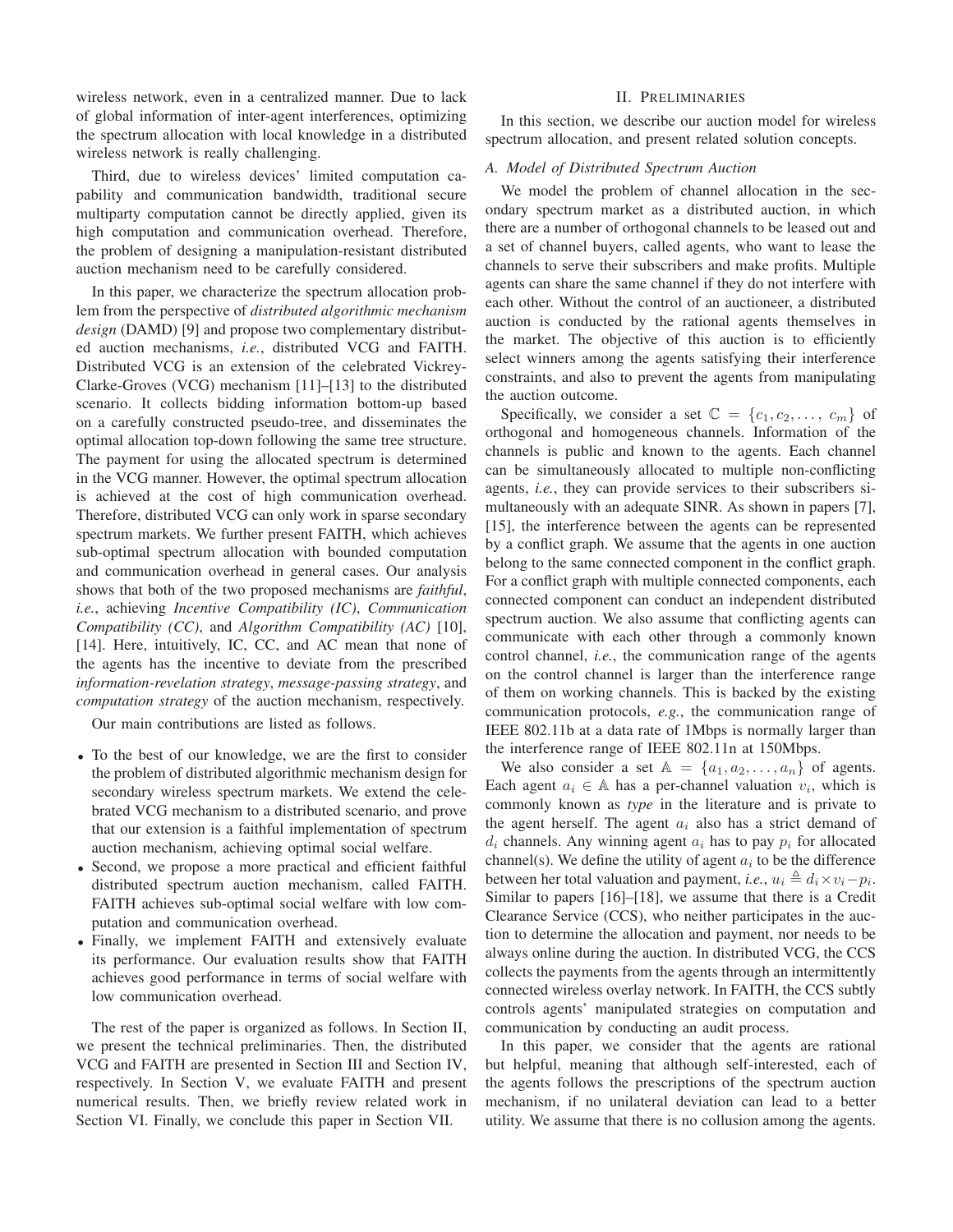wireless network, even in a centralized manner. Due to lack of global information of inter-agent interferences, optimizing the spectrum allocation with local knowledge in a distributed wireless network is really challenging.

Third, due to wireless devices' limited computation capability and communication bandwidth, traditional secure multiparty computation cannot be directly applied, given its high computation and communication overhead. Therefore, the problem of designing a manipulation-resistant distributed auction mechanism need to be carefully considered.

In this paper, we characterize the spectrum allocation problem from the perspective of *distributed algorithmic mechanism design* (DAMD) [9] and propose two complementary distributed auction mechanisms, *i.e.*, distributed VCG and FAITH. Distributed VCG is an extension of the celebrated Vickrey-Clarke-Groves (VCG) mechanism [11]–[13] to the distributed scenario. It collects bidding information bottom-up based on a carefully constructed pseudo-tree, and disseminates the optimal allocation top-down following the same tree structure. The payment for using the allocated spectrum is determined in the VCG manner. However, the optimal spectrum allocation is achieved at the cost of high communication overhead. Therefore, distributed VCG can only work in sparse secondary spectrum markets. We further present FAITH, which achieves sub-optimal spectrum allocation with bounded computation and communication overhead in general cases. Our analysis shows that both of the two proposed mechanisms are *faithful*, *i.e.*, achieving *Incentive Compatibility (IC)*, *Communication Compatibility (CC)*, and *Algorithm Compatibility (AC)* [10], [14]. Here, intuitively, IC, CC, and AC mean that none of the agents has the incentive to deviate from the prescribed *information-revelation strategy*, *message-passing strategy*, and *computation strategy* of the auction mechanism, respectively.

Our main contributions are listed as follows.

- To the best of our knowledge, we are the first to consider the problem of distributed algorithmic mechanism design for secondary wireless spectrum markets. We extend the celebrated VCG mechanism to a distributed scenario, and prove that our extension is a faithful implementation of spectrum auction mechanism, achieving optimal social welfare.
- Second, we propose a more practical and efficient faithful distributed spectrum auction mechanism, called FAITH. FAITH achieves sub-optimal social welfare with low computation and communication overhead.
- Finally, we implement FAITH and extensively evaluate its performance. Our evaluation results show that FAITH achieves good performance in terms of social welfare with low communication overhead.

The rest of the paper is organized as follows. In Section II, we present the technical preliminaries. Then, the distributed VCG and FAITH are presented in Section III and Section IV, respectively. In Section V, we evaluate FAITH and present numerical results. Then, we briefly review related work in Section VI. Finally, we conclude this paper in Section VII.

## II. Preliminaries

In this section, we describe our auction model for wireless spectrum allocation, and present related solution concepts.

### A. Model of Distributed Spectrum Auction

We model the problem of channel allocation in the secondary spectrum market as a distributed auction, in which there are a number of orthogonal channels to be leased out and a set of channel buyers, called agents, who want to lease the channels to serve their subscribers and make profits. Multiple agents can share the same channel if they do not interfere with each other. Without the control of an auctioneer, a distributed auction is conducted by the rational agents themselves in the market. The objective of this auction is to efficiently select winners among the agents satisfying their interference constraints, and also to prevent the agents from manipulating the auction outcome.

Specifically, we consider a set $\mathbb{C} = \{c_1, c_2, \ldots, c_m\}$ of orthogonal and homogeneous channels. Information of the channels is public and known to the agents. Each channel can be simultaneously allocated to multiple non-conflicting agents, *i.e.*, they can provide services to their subscribers simultaneously with an adequate SINR. As shown in papers [7], [15], the interference between the agents can be represented by a conflict graph. We assume that the agents in one auction belong to the same connected component in the conflict graph. For a conflict graph with multiple connected components, each connected component can conduct an independent distributed spectrum auction. We also assume that conflicting agents can communicate with each other through a commonly known control channel, *i.e.*, the communication range of the agents on the control channel is larger than the interference range of them on working channels. This is backed by the existing communication protocols, *e.g.*, the communication range of IEEE 802.11b at a data rate of 1Mbps is normally larger than the interference range of IEEE 802.11n at 150Mbps.

We also consider a set $\mathbb{A} = \{a_1, a_2, \ldots, a_n\}$ of agents. Each agent $a_i \in \mathbb{A}$ has a per-channel valuation $v_i$, which is commonly known as *type* in the literature and is private to the agent herself. The agent $a_i$ also has a strict demand of $d_i$ channels. Any winning agent $a_i$ has to pay $p_i$ for allocated channel(s). We define the utility of agent $a_i$ to be the difference between her total valuation and payment, *i.e.*, $u_i \triangleq d_i \times v_i - p_i$. Similar to papers [16]–[18], we assume that there is a Credit Clearance Service (CCS), who neither participates in the auction to determine the allocation and payment, nor needs to be always online during the auction. In distributed VCG, the CCS collects the payments from the agents through an intermittently connected wireless overlay network. In FAITH, the CCS subtly controls agents' manipulated strategies on computation and communication by conducting an audit process.

In this paper, we consider that the agents are rational but helpful, meaning that although self-interested, each of the agents follows the prescriptions of the spectrum auction mechanism, if no unilateral deviation can lead to a better utility. We assume that there is no collusion among the agents.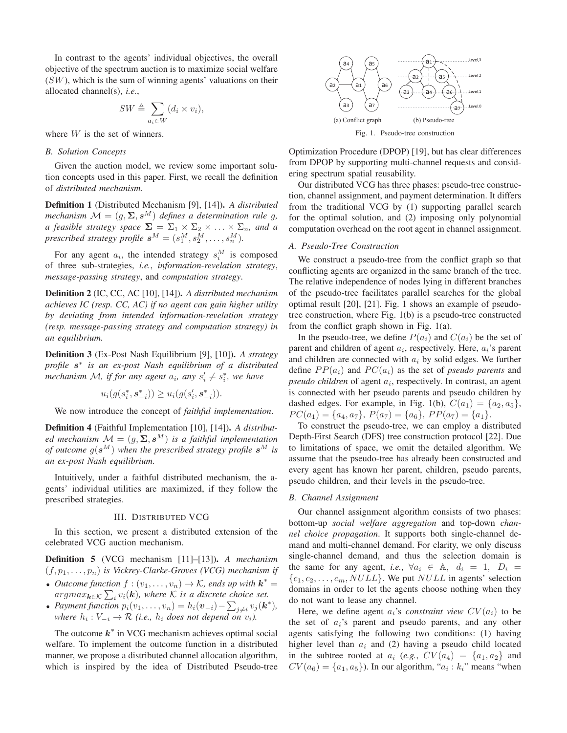In contrast to the agents' individual objectives, the overall objective of the spectrum auction is to maximize social welfare ($SW$), which is the sum of winning agents' valuations on their allocated channel(s), *i.e.*,

$$SW \triangleq \sum_{a_i \in W} (d_i \times v_i),$$

where $W$ is the set of winners.

### B. Solution Concepts

Given the auction model, we review some important solution concepts used in this paper. First, we recall the definition of *distributed mechanism*.

**Definition 1** (Distributed Mechanism [9], [14]). *A distributed mechanism $\mathcal{M} = (g, \boldsymbol{\Sigma}, \boldsymbol{s}^M)$ defines a determination rule $g$, a feasible strategy space $\boldsymbol{\Sigma} = \Sigma_1 \times \Sigma_2 \times \ldots \times \Sigma_n$, and a prescribed strategy profile $\boldsymbol{s}^M = (s_1^M, s_2^M, \ldots, s_n^M)$.*

For any agent $a_i$, the intended strategy $s_i^M$ is composed of three sub-strategies, *i.e.*, *information-revelation strategy*, *message-passing strategy*, and *computation strategy*.

**Definition 2** (IC, CC, AC [10], [14]). *A distributed mechanism achieves IC (resp. CC, AC) if no agent can gain higher utility by deviating from intended information-revelation strategy (resp. message-passing strategy and computation strategy) in an equilibrium.*

**Definition 3** (Ex-Post Nash Equilibrium [9], [10]). *A strategy profile $\boldsymbol{s}^*$ is an ex-post Nash equilibrium of a distributed mechanism $\mathcal{M}$, if for any agent $a_i$, any $s_i' \neq s_i^*$, we have*

$$u_i(g(s_i^*, \boldsymbol{s}_{-i}^*)) \geq u_i(g(s_i', \boldsymbol{s}_{-i}^*)).$$

We now introduce the concept of *faithful implementation*.

**Definition 4** (Faithful Implementation [10], [14]). *A distributed mechanism $\mathcal{M} = (g, \boldsymbol{\Sigma}, \boldsymbol{s}^M)$ is a faithful implementation of outcome $g(\boldsymbol{s}^M)$ when the prescribed strategy profile $\boldsymbol{s}^M$ is an ex-post Nash equilibrium.*

Intuitively, under a faithful distributed mechanism, the agents' individual utilities are maximized, if they follow the prescribed strategies.

## III. Distributed VCG

In this section, we present a distributed extension of the celebrated VCG auction mechanism.

**Definition 5** (VCG mechanism [11]–[13]). *A mechanism $(f, p_1, \ldots, p_n)$ is Vickrey-Clarke-Groves (VCG) mechanism if*

- *Outcome function $f : (v_1, \ldots, v_n) \to \mathcal{K}$, ends up with $\boldsymbol{k}^* = argmax_{\boldsymbol{k} \in \mathcal{K}} \sum_i v_i(\boldsymbol{k})$, where $\mathcal{K}$ is a discrete choice set.*
- *Payment function $p_i(v_1, \ldots, v_n) = h_i(\boldsymbol{v}_{-i}) - \sum_{j \neq i} v_j(\boldsymbol{k}^*)$, where $h_i : V_{-i} \to \mathcal{R}$ (i.e., $h_i$ does not depend on $v_i$).*

The outcome $\boldsymbol{k}^*$ in VCG mechanism achieves optimal social welfare. To implement the outcome function in a distributed manner, we propose a distributed channel allocation algorithm, which is inspired by the idea of Distributed Pseudo-tree Optimization Procedure (DPOP) [19], but has clear differences from DPOP by supporting multi-channel requests and considering spectrum spatial reusability.

(a) Conflict graph (b) Pseudo-tree

Fig. 1. Pseudo-tree construction

Our distributed VCG has three phases: pseudo-tree construction, channel assignment, and payment determination. It differs from the traditional VCG by (1) supporting parallel search for the optimal solution, and (2) imposing only polynomial computation overhead on the root agent in channel assignment.

### A. Pseudo-Tree Construction

We construct a pseudo-tree from the conflict graph so that conflicting agents are organized in the same branch of the tree. The relative independence of nodes lying in different branches of the pseudo-tree facilitates parallel searches for the global optimal result [20], [21]. Fig. 1 shows an example of pseudo-tree construction, where Fig. 1(b) is a pseudo-tree constructed from the conflict graph shown in Fig. 1(a).

In the pseudo-tree, we define $P(a_i)$ and $C(a_i)$ be the set of parent and children of agent $a_i$, respectively. Here, $a_i$'s parent and children are connected with $a_i$ by solid edges. We further define $PP(a_i)$ and $PC(a_i)$ as the set of *pseudo parents* and *pseudo children* of agent $a_i$, respectively. In contrast, an agent is connected with her pseudo parents and pseudo children by dashed edges. For example, in Fig. 1(b), $C(a_1) = \{a_2, a_5\}$, $PC(a_1) = \{a_4, a_7\}$, $P(a_7) = \{a_6\}$, $PP(a_7) = \{a_1\}$.

To construct the pseudo-tree, we can employ a distributed Depth-First Search (DFS) tree construction protocol [22]. Due to limitations of space, we omit the detailed algorithm. We assume that the pseudo-tree has already been constructed and every agent has known her parent, children, pseudo parents, pseudo children, and their levels in the pseudo-tree.

### B. Channel Assignment

Our channel assignment algorithm consists of two phases: bottom-up *social welfare aggregation* and top-down *channel choice propagation*. It supports both single-channel demand and multi-channel demand. For clarity, we only discuss single-channel demand, and thus the selection domain is the same for any agent, *i.e.*, $\forall a_i \in \mathbb{A},\ d_i = 1,\ D_i = \{c_1, c_2, \ldots, c_m, NULL\}$. We put $NULL$ in agents' selection domains in order to let the agents choose nothing when they do not want to lease any channel.

Here, we define agent $a_i$'s *constraint view* $CV(a_i)$ to be the set of $a_i$'s parent and pseudo parents, and any other agents satisfying the following two conditions: (1) having higher level than $a_i$ and (2) having a pseudo child located in the subtree rooted at $a_i$ (*e.g.*, $CV(a_4) = \{a_1, a_2\}$ and $CV(a_6) = \{a_1, a_5\}$). In our algorithm, "$a_i : k_i$" means "when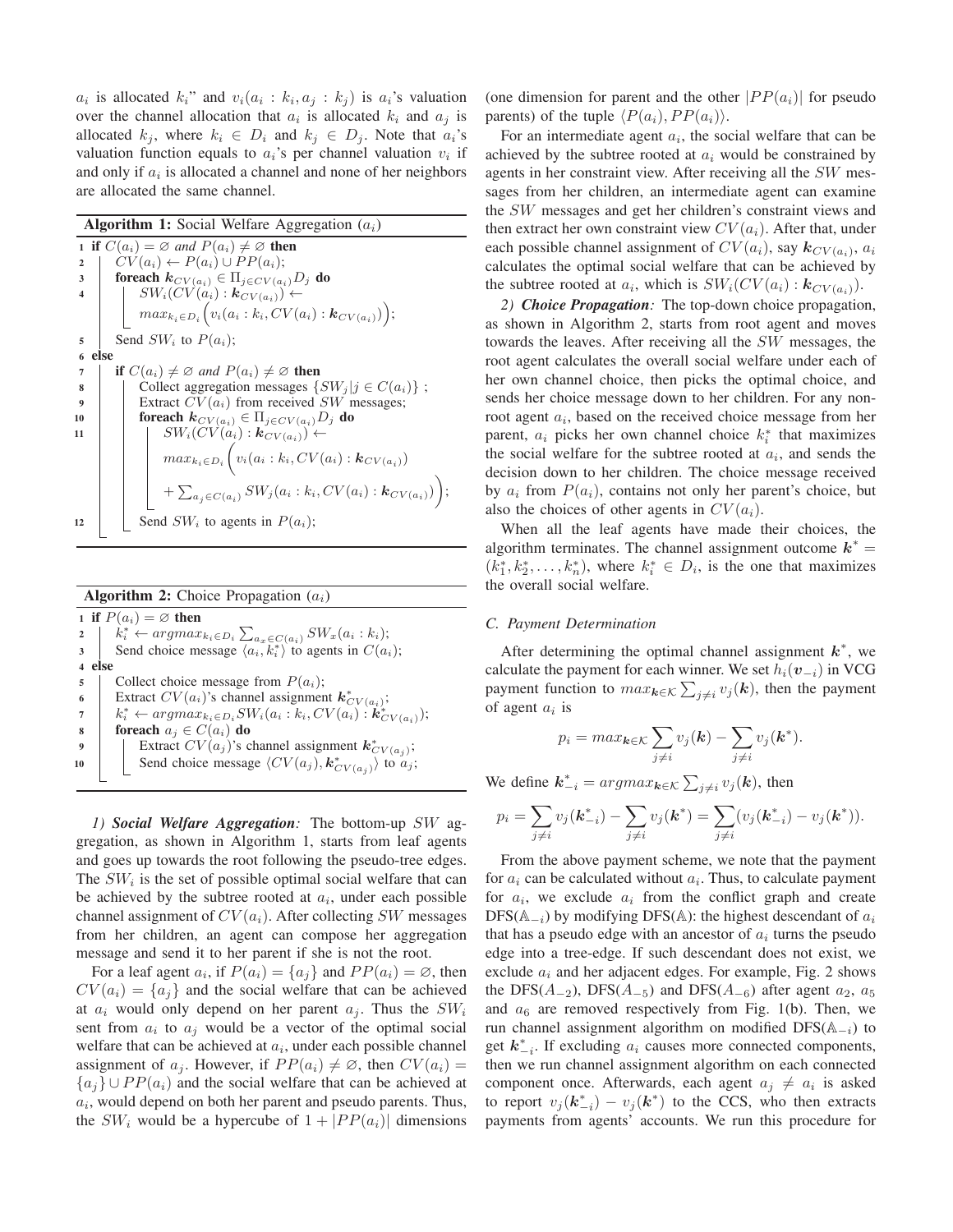$a_i$ is allocated $k_i$" and $v_i(a_i : k_i, a_j : k_j)$ is $a_i$'s valuation over the channel allocation that $a_i$ is allocated $k_i$ and $a_j$ is allocated $k_j$, where $k_i \in D_i$ and $k_j \in D_j$. Note that $a_i$'s valuation function equals to $a_i$'s per channel valuation $v_i$ if and only if $a_i$ is allocated a channel and none of her neighbors are allocated the same channel.

**Algorithm 1:** Social Welfare Aggregation ($a_i$)

```
1  if C(a_i) = ∅ and P(a_i) ≠ ∅ then
2      CV(a_i) ← P(a_i) ∪ PP(a_i);
3      foreach k_{CV(a_i)} ∈ Π_{j∈CV(a_i)} D_j do
4          SW_i(CV(a_i) : k_{CV(a_i)}) ←
               max_{k_i∈D_i} ( v_i(a_i : k_i, CV(a_i) : k_{CV(a_i)}) );
5      Send SW_i to P(a_i);
6  else
7      if C(a_i) ≠ ∅ and P(a_i) ≠ ∅ then
8          Collect aggregation messages {SW_j | j ∈ C(a_i)} ;
9          Extract CV(a_i) from received SW messages;
10         foreach k_{CV(a_i)} ∈ Π_{j∈CV(a_i)} D_j do
11             SW_i(CV(a_i) : k_{CV(a_i)}) ←
                   max_{k_i∈D_i} ( v_i(a_i : k_i, CV(a_i) : k_{CV(a_i)})
                   + Σ_{a_j∈C(a_i)} SW_j(a_i : k_i, CV(a_i) : k_{CV(a_i)}) );
12             Send SW_i to agents in P(a_i);
```

**Algorithm 2:** Choice Propagation ($a_i$)

```
1  if P(a_i) = ∅ then
2      k_i* ← argmax_{k_i∈D_i} Σ_{a_x∈C(a_i)} SW_x(a_i : k_i);
3      Send choice message ⟨a_i, k_i*⟩ to agents in C(a_i);
4  else
5      Collect choice message from P(a_i);
6      Extract CV(a_i)'s channel assignment k*_{CV(a_i)};
7      k_i* ← argmax_{k_i∈D_i} SW_i(a_i : k_i, CV(a_i) : k*_{CV(a_i)});
8      foreach a_j ∈ C(a_i) do
9          Extract CV(a_j)'s channel assignment k*_{CV(a_j)};
10         Send choice message ⟨CV(a_j), k*_{CV(a_j)}⟩ to a_j;
```

*1) **Social Welfare Aggregation**:* The bottom-up $SW$ aggregation, as shown in Algorithm 1, starts from leaf agents and goes up towards the root following the pseudo-tree edges. The $SW_i$ is the set of possible optimal social welfare that can be achieved by the subtree rooted at $a_i$, under each possible channel assignment of $CV(a_i)$. After collecting $SW$ messages from her children, an agent can compose her aggregation message and send it to her parent if she is not the root.

For a leaf agent $a_i$, if $P(a_i) = \{a_j\}$ and $PP(a_i) = \varnothing$, then $CV(a_i) = \{a_j\}$ and the social welfare that can be achieved at $a_i$ would only depend on her parent $a_j$. Thus the $SW_i$ sent from $a_i$ to $a_j$ would be a vector of the optimal social welfare that can be achieved at $a_i$, under each possible channel assignment of $a_j$. However, if $PP(a_i) \neq \varnothing$, then $CV(a_i) = \{a_j\} \cup PP(a_i)$ and the social welfare that can be achieved at $a_i$, would depend on both her parent and pseudo parents. Thus, the $SW_i$ would be a hypercube of $1 + |PP(a_i)|$ dimensions (one dimension for parent and the other $|PP(a_i)|$ for pseudo parents) of the tuple $\langle P(a_i), PP(a_i) \rangle$.

For an intermediate agent $a_i$, the social welfare that can be achieved by the subtree rooted at $a_i$ would be constrained by agents in her constraint view. After receiving all the $SW$ messages from her children, an intermediate agent can examine the $SW$ messages and get her children's constraint views and then extract her own constraint view $CV(a_i)$. After that, under each possible channel assignment of $CV(a_i)$, say $\boldsymbol{k}_{CV(a_i)}$, $a_i$ calculates the optimal social welfare that can be achieved by the subtree rooted at $a_i$, which is $SW_i(CV(a_i) : \boldsymbol{k}_{CV(a_i)})$.

*2) **Choice Propagation**:* The top-down choice propagation, as shown in Algorithm 2, starts from root agent and moves towards the leaves. After receiving all the $SW$ messages, the root agent calculates the overall social welfare under each of her own channel choice, then picks the optimal choice, and sends her choice message down to her children. For any non-root agent $a_i$, based on the received choice message from her parent, $a_i$ picks her own channel choice $k_i^*$ that maximizes the social welfare for the subtree rooted at $a_i$, and sends the decision down to her children. The choice message received by $a_i$ from $P(a_i)$, contains not only her parent's choice, but also the choices of other agents in $CV(a_i)$.

When all the leaf agents have made their choices, the algorithm terminates. The channel assignment outcome $\boldsymbol{k}^* = (k_1^*, k_2^*, \ldots, k_n^*)$, where $k_i^* \in D_i$, is the one that maximizes the overall social welfare.

### C. Payment Determination

After determining the optimal channel assignment $\boldsymbol{k}^*$, we calculate the payment for each winner. We set $h_i(\boldsymbol{v}_{-i})$ in VCG payment function to $max_{\boldsymbol{k}\in\mathcal{K}} \sum_{j\neq i} v_j(\boldsymbol{k})$, then the payment of agent $a_i$ is

$$p_i = max_{\boldsymbol{k}\in\mathcal{K}} \sum_{j\neq i} v_j(\boldsymbol{k}) - \sum_{j\neq i} v_j(\boldsymbol{k}^*).$$

We define $\boldsymbol{k}^*_{-i} = argmax_{\boldsymbol{k}\in\mathcal{K}} \sum_{j\neq i} v_j(\boldsymbol{k})$, then

$$p_i = \sum_{j\neq i} v_j(\boldsymbol{k}^*_{-i}) - \sum_{j\neq i} v_j(\boldsymbol{k}^*) = \sum_{j\neq i} (v_j(\boldsymbol{k}^*_{-i}) - v_j(\boldsymbol{k}^*)).$$

From the above payment scheme, we note that the payment for $a_i$ can be calculated without $a_i$. Thus, to calculate payment for $a_i$, we exclude $a_i$ from the conflict graph and create DFS($\mathbb{A}_{-i}$) by modifying DFS($\mathbb{A}$): the highest descendant of $a_i$ that has a pseudo edge with an ancestor of $a_i$ turns the pseudo edge into a tree-edge. If such descendant does not exist, we exclude $a_i$ and her adjacent edges. For example, Fig. 2 shows the DFS($A_{-2}$), DFS($A_{-5}$) and DFS($A_{-6}$) after agent $a_2$, $a_5$ and $a_6$ are removed respectively from Fig. 1(b). Then, we run channel assignment algorithm on modified DFS($\mathbb{A}_{-i}$) to get $\boldsymbol{k}^*_{-i}$. If excluding $a_i$ causes more connected components, then we run channel assignment algorithm on each connected component once. Afterwards, each agent $a_j \neq a_i$ is asked to report $v_j(\boldsymbol{k}^*_{-i}) - v_j(\boldsymbol{k}^*)$ to the CCS, who then extracts payments from agents' accounts. We run this procedure for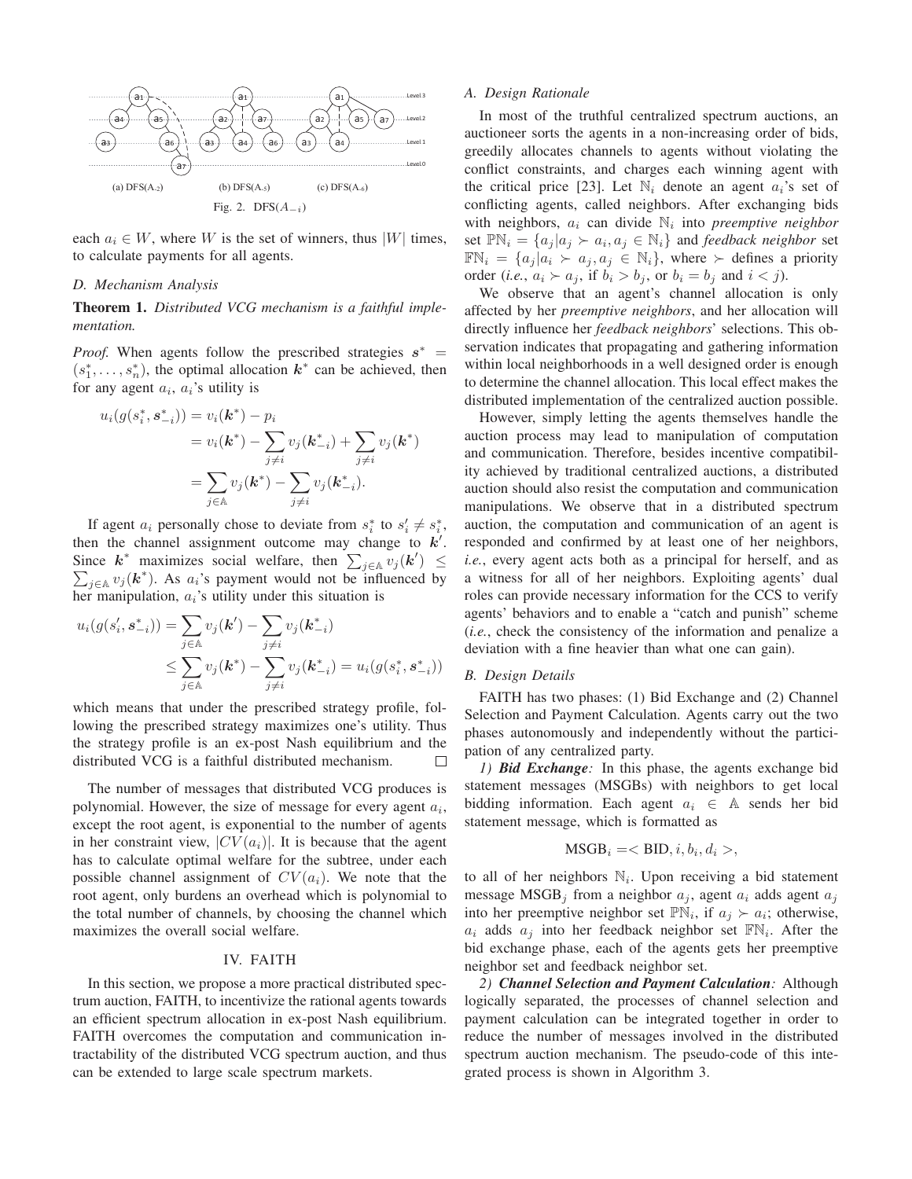(a) DFS(A-2) (b) DFS(A-5) (c) DFS(A-6)

Fig. 2. DFS($A_{-i}$)

each $a_i \in W$, where $W$ is the set of winners, thus $|W|$ times, to calculate payments for all agents.

### D. Mechanism Analysis

**Theorem 1.** *Distributed VCG mechanism is a faithful implementation.*

*Proof.* When agents follow the prescribed strategies $\boldsymbol{s}^* = (s_1^*, \ldots, s_n^*)$, the optimal allocation $\boldsymbol{k}^*$ can be achieved, then for any agent $a_i$, $a_i$'s utility is

$$
\begin{aligned}
u_i(g(s_i^*, \boldsymbol{s}_{-i}^*)) &= v_i(\boldsymbol{k}^*) - p_i \\
&= v_i(\boldsymbol{k}^*) - \sum_{j \neq i} v_j(\boldsymbol{k}_{-i}^*) + \sum_{j \neq i} v_j(\boldsymbol{k}^*) \\
&= \sum_{j \in \mathbb{A}} v_j(\boldsymbol{k}^*) - \sum_{j \neq i} v_j(\boldsymbol{k}_{-i}^*).
\end{aligned}
$$

If agent $a_i$ personally chose to deviate from $s_i^*$ to $s_i' \neq s_i^*$, then the channel assignment outcome may change to $\boldsymbol{k}'$. Since $\boldsymbol{k}^*$ maximizes social welfare, then $\sum_{j \in \mathbb{A}} v_j(\boldsymbol{k}') \leq \sum_{j \in \mathbb{A}} v_j(\boldsymbol{k}^*)$. As $a_i$'s payment would not be influenced by her manipulation, $a_i$'s utility under this situation is

$$
\begin{aligned}
u_i(g(s_i', \boldsymbol{s}_{-i}^*)) &= \sum_{j \in \mathbb{A}} v_j(\boldsymbol{k}') - \sum_{j \neq i} v_j(\boldsymbol{k}_{-i}^*) \\
&\leq \sum_{j \in \mathbb{A}} v_j(\boldsymbol{k}^*) - \sum_{j \neq i} v_j(\boldsymbol{k}_{-i}^*) = u_i(g(s_i^*, \boldsymbol{s}_{-i}^*))
\end{aligned}
$$

which means that under the prescribed strategy profile, following the prescribed strategy maximizes one's utility. Thus the strategy profile is an ex-post Nash equilibrium and the distributed VCG is a faithful distributed mechanism. □

The number of messages that distributed VCG produces is polynomial. However, the size of message for every agent $a_i$, except the root agent, is exponential to the number of agents in her constraint view, $|CV(a_i)|$. It is because that the agent has to calculate optimal welfare for the subtree, under each possible channel assignment of $CV(a_i)$. We note that the root agent, only burdens an overhead which is polynomial to the total number of channels, by choosing the channel which maximizes the overall social welfare.

## IV. FAITH

In this section, we propose a more practical distributed spectrum auction, FAITH, to incentivize the rational agents towards an efficient spectrum allocation in ex-post Nash equilibrium. FAITH overcomes the computation and communication intractability of the distributed VCG spectrum auction, and thus can be extended to large scale spectrum markets.

### A. Design Rationale

In most of the truthful centralized spectrum auctions, an auctioneer sorts the agents in a non-increasing order of bids, greedily allocates channels to agents without violating the conflict constraints, and charges each winning agent with the critical price [23]. Let $\mathbb{N}_i$ denote an agent $a_i$'s set of conflicting agents, called neighbors. After exchanging bids with neighbors, $a_i$ can divide $\mathbb{N}_i$ into *preemptive neighbor* set $\mathbb{PN}_i = \{a_j | a_j \succ a_i, a_j \in \mathbb{N}_i\}$ and *feedback neighbor* set $\mathbb{FN}_i = \{a_j | a_i \succ a_j, a_j \in \mathbb{N}_i\}$, where $\succ$ defines a priority order (*i.e.*, $a_i \succ a_j$, if $b_i > b_j$, or $b_i = b_j$ and $i < j$).

We observe that an agent's channel allocation is only affected by her *preemptive neighbors*, and her allocation will directly influence her *feedback neighbors*' selections. This observation indicates that propagating and gathering information within local neighborhoods in a well designed order is enough to determine the channel allocation. This local effect makes the distributed implementation of the centralized auction possible.

However, simply letting the agents themselves handle the auction process may lead to manipulation of computation and communication. Therefore, besides incentive compatibility achieved by traditional centralized auctions, a distributed auction should also resist the computation and communication manipulations. We observe that in a distributed spectrum auction, the computation and communication of an agent is responded and confirmed by at least one of her neighbors, *i.e.*, every agent acts both as a principal for herself, and as a witness for all of her neighbors. Exploiting agents' dual roles can provide necessary information for the CCS to verify agents' behaviors and to enable a "catch and punish" scheme (*i.e.*, check the consistency of the information and penalize a deviation with a fine heavier than what one can gain).

### B. Design Details

FAITH has two phases: (1) Bid Exchange and (2) Channel Selection and Payment Calculation. Agents carry out the two phases autonomously and independently without the participation of any centralized party.

*1)* ***Bid Exchange****:* In this phase, the agents exchange bid statement messages (MSGBs) with neighbors to get local bidding information. Each agent $a_i \in \mathbb{A}$ sends her bid statement message, which is formatted as

$$
\text{MSGB}_i = < \text{BID}, i, b_i, d_i >,
$$

to all of her neighbors $\mathbb{N}_i$. Upon receiving a bid statement message $\text{MSGB}_j$ from a neighbor $a_j$, agent $a_i$ adds agent $a_j$ into her preemptive neighbor set $\mathbb{PN}_i$, if $a_j \succ a_i$; otherwise, $a_i$ adds $a_j$ into her feedback neighbor set $\mathbb{FN}_i$. After the bid exchange phase, each of the agents gets her preemptive neighbor set and feedback neighbor set.

*2)* ***Channel Selection and Payment Calculation****:* Although logically separated, the processes of channel selection and payment calculation can be integrated together in order to reduce the number of messages involved in the distributed spectrum auction mechanism. The pseudo-code of this integrated process is shown in Algorithm 3.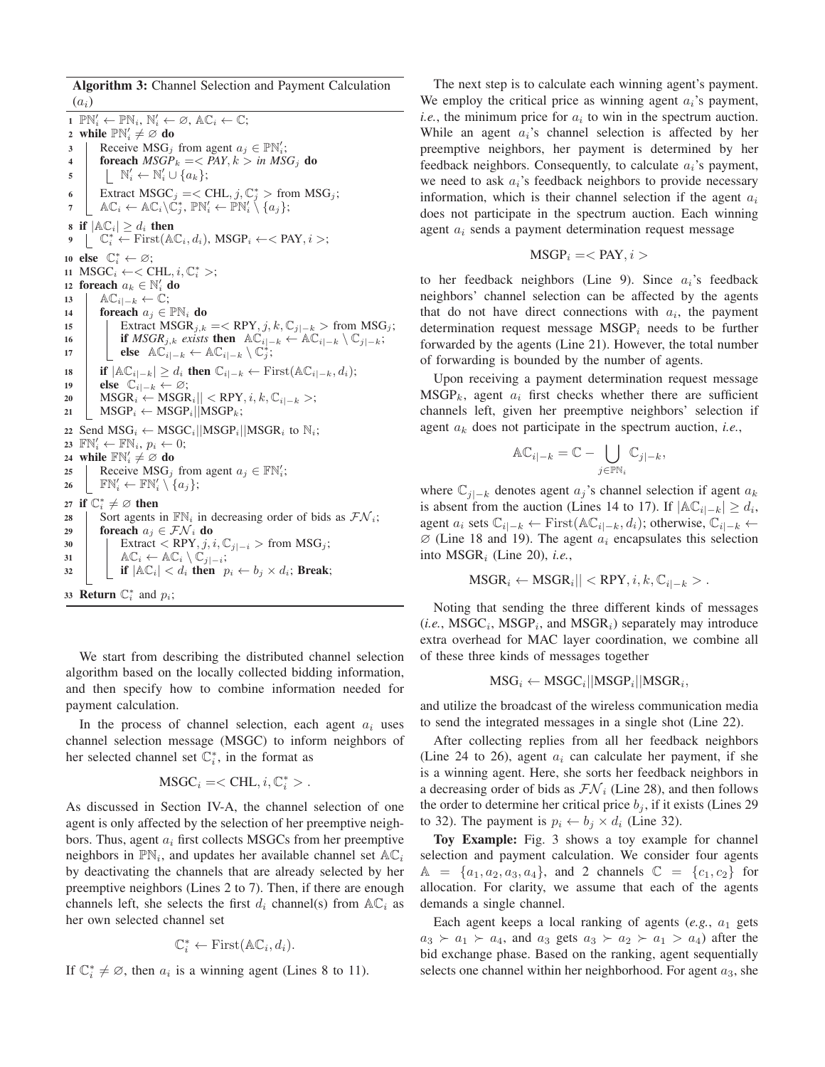**Algorithm 3:** Channel Selection and Payment Calculation ($a_i$)

```
1  PN'_i ← PN_i, N'_i ← ∅, AC_i ← C;
2  while PN'_i ≠ ∅ do
3      Receive MSG_j from agent a_j ∈ PN'_i;
4      foreach MSGP_k =< PAY, k > in MSG_j do
5          N'_i ← N'_i ∪ {a_k};
6      Extract MSGC_j =< CHL, j, C*_j > from MSG_j;
7      AC_i ← AC_i \ C*_j, PN'_i ← PN'_i \ {a_j};
8  if |AC_i| ≥ d_i then
9      C*_i ← First(AC_i, d_i), MSGP_i ←< PAY, i >;
10 else C*_i ← ∅;
11 MSGC_i ←< CHL, i, C*_i >;
12 foreach a_k ∈ N'_i do
13     AC_{i|-k} ← C;
14     foreach a_j ∈ PN_i do
15         Extract MSGR_{j,k} =< RPY, j, k, C_{j|-k} > from MSG_j;
16         if MSGR_{j,k} exists then AC_{i|-k} ← AC_{i|-k} \ C_{j|-k};
17         else AC_{i|-k} ← AC_{i|-k} \ C*_j;
18     if |AC_{i|-k}| ≥ d_i then C_{i|-k} ← First(AC_{i|-k}, d_i);
19     else C_{i|-k} ← ∅;
20     MSGR_i ← MSGR_i || < RPY, i, k, C_{i|-k} >;
21     MSGP_i ← MSGP_i || MSGP_k;
22 Send MSG_i ← MSGC_i || MSGP_i || MSGR_i to N_i;
23 FN'_i ← FN_i, p_i ← 0;
24 while FN'_i ≠ ∅ do
25     Receive MSG_j from agent a_j ∈ FN'_i;
26     FN'_i ← FN'_i \ {a_j};
27 if C*_i ≠ ∅ then
28     Sort agents in FN_i in decreasing order of bids as FN_i;
29     foreach a_j ∈ FN_i do
30         Extract < RPY, j, i, C_{j|-i} > from MSG_j;
31         AC_i ← AC_i \ C_{j|-i};
32         if |AC_i| < d_i then p_i ← b_j × d_i; Break;
33 Return C*_i and p_i;
```

We start from describing the distributed channel selection algorithm based on the locally collected bidding information, and then specify how to combine information needed for payment calculation.

In the process of channel selection, each agent $a_i$ uses channel selection message (MSGC) to inform neighbors of her selected channel set $\mathbb{C}_i^*$, in the format as

$$\text{MSGC}_i =< \text{CHL}, i, \mathbb{C}_i^* > .$$

As discussed in Section IV-A, the channel selection of one agent is only affected by the selection of her preemptive neighbors. Thus, agent $a_i$ first collects MSGCs from her preemptive neighbors in $\mathbb{PN}_i$, and updates her available channel set $\mathbb{AC}_i$ by deactivating the channels that are already selected by her preemptive neighbors (Lines 2 to 7). Then, if there are enough channels left, she selects the first $d_i$ channel(s) from $\mathbb{AC}_i$ as her own selected channel set

$$\mathbb{C}_i^* \leftarrow \text{First}(\mathbb{AC}_i, d_i).$$

If $\mathbb{C}_i^* \neq \varnothing$, then $a_i$ is a winning agent (Lines 8 to 11).

The next step is to calculate each winning agent's payment. We employ the critical price as winning agent $a_i$'s payment, *i.e.*, the minimum price for $a_i$ to win in the spectrum auction. While an agent $a_i$'s channel selection is affected by her preemptive neighbors, her payment is determined by her feedback neighbors. Consequently, to calculate $a_i$'s payment, we need to ask $a_i$'s feedback neighbors to provide necessary information, which is their channel selection if the agent $a_i$ does not participate in the spectrum auction. Each winning agent $a_i$ sends a payment determination request message

$$\text{MSGP}_i =< \text{PAY}, i >$$

to her feedback neighbors (Line 9). Since $a_i$'s feedback neighbors' channel selection can be affected by the agents that do not have direct connections with $a_i$, the payment determination request message $\text{MSGP}_i$ needs to be further forwarded by the agents (Line 21). However, the total number of forwarding is bounded by the number of agents.

Upon receiving a payment determination request message $\text{MSGP}_k$, agent $a_i$ first checks whether there are sufficient channels left, given her preemptive neighbors' selection if agent $a_k$ does not participate in the spectrum auction, *i.e.*,

$$\mathbb{AC}_{i|-k} = \mathbb{C} - \bigcup_{j \in \mathbb{PN}_i} \mathbb{C}_{j|-k},$$

where $\mathbb{C}_{j|-k}$ denotes agent $a_j$'s channel selection if agent $a_k$ is absent from the auction (Lines 14 to 17). If $|\mathbb{AC}_{i|-k}| \geq d_i$, agent $a_i$ sets $\mathbb{C}_{i|-k} \leftarrow \text{First}(\mathbb{AC}_{i|-k}, d_i)$; otherwise, $\mathbb{C}_{i|-k} \leftarrow \varnothing$ (Line 18 and 19). The agent $a_i$ encapsulates this selection into $\text{MSGR}_i$ (Line 20), *i.e.*,

$$\text{MSGR}_i \leftarrow \text{MSGR}_i || < \text{RPY}, i, k, \mathbb{C}_{i|-k} > .$$

Noting that sending the three different kinds of messages (*i.e.*, $\text{MSGC}_i$, $\text{MSGP}_i$, and $\text{MSGR}_i$) separately may introduce extra overhead for MAC layer coordination, we combine all of these three kinds of messages together

$$\text{MSG}_i \leftarrow \text{MSGC}_i || \text{MSGP}_i || \text{MSGR}_i,$$

and utilize the broadcast of the wireless communication media to send the integrated messages in a single shot (Line 22).

After collecting replies from all her feedback neighbors (Line 24 to 26), agent $a_i$ can calculate her payment, if she is a winning agent. Here, she sorts her feedback neighbors in a decreasing order of bids as $\mathcal{FN}_i$ (Line 28), and then follows the order to determine her critical price $b_j$, if it exists (Lines 29 to 32). The payment is $p_i \leftarrow b_j \times d_i$ (Line 32).

**Toy Example:** Fig. 3 shows a toy example for channel selection and payment calculation. We consider four agents $\mathbb{A} = \{a_1, a_2, a_3, a_4\}$, and 2 channels $\mathbb{C} = \{c_1, c_2\}$ for allocation. For clarity, we assume that each of the agents demands a single channel.

Each agent keeps a local ranking of agents (*e.g.*, $a_1$ gets $a_3 \succ a_1 \succ a_4$, and $a_3$ gets $a_3 \succ a_2 \succ a_1 > a_4$) after the bid exchange phase. Based on the ranking, agent sequentially selects one channel within her neighborhood. For agent $a_3$, she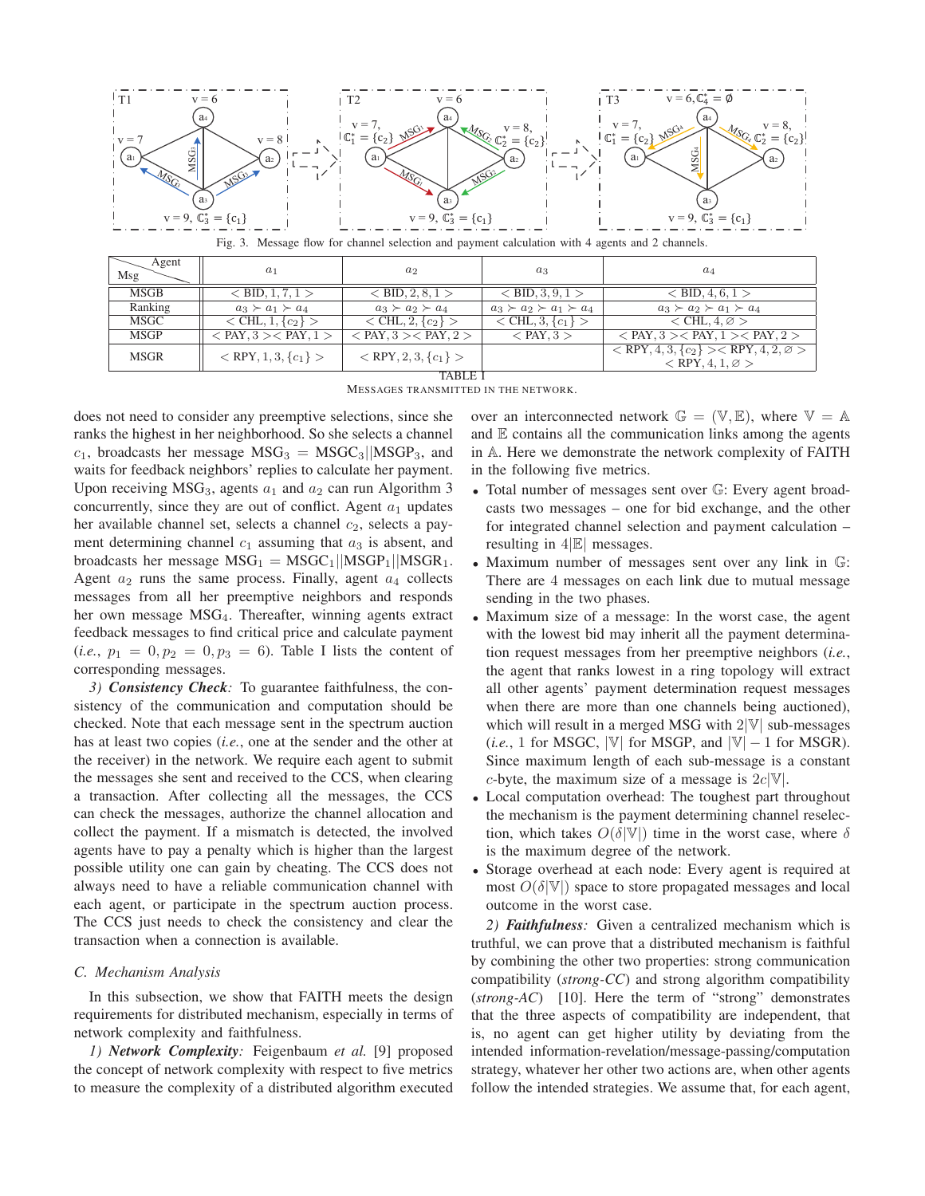Fig. 3. Message flow for channel selection and payment calculation with 4 agents and 2 channels.

| Msg \ Agent | $a_1$ | $a_2$ | $a_3$ | $a_4$ |
|---|---|---|---|---|
| MSGB | $<$ BID, 1, 7, 1 $>$ | $<$ BID, 2, 8, 1 $>$ | $<$ BID, 3, 9, 1 $>$ | $<$ BID, 4, 6, 1 $>$ |
| Ranking | $a_3 \succ a_1 \succ a_4$ | $a_3 \succ a_2 \succ a_4$ | $a_3 \succ a_2 \succ a_1 \succ a_4$ | $a_3 \succ a_2 \succ a_1 \succ a_4$ |
| MSGC | $<$ CHL, 1, $\{c_2\}$ $>$ | $<$ CHL, 2, $\{c_2\}$ $>$ | $<$ CHL, 3, $\{c_1\}$ $>$ | $<$ CHL, 4, $\varnothing$ $>$ |
| MSGP | $<$ PAY, 3 $><$ PAY, 1 $>$ | $<$ PAY, 3 $><$ PAY, 2 $>$ | $<$ PAY, 3 $>$ | $<$ PAY, 3 $><$ PAY, 1 $><$ PAY, 2 $>$ |
| MSGR | $<$ RPY, 1, 3, $\{c_1\}$ $>$ | $<$ RPY, 2, 3, $\{c_1\}$ $>$ | | $<$ RPY, 4, 3, $\{c_2\}$ $><$ RPY, 4, 2, $\varnothing$ $>$ $<$ RPY, 4, 1, $\varnothing$ $>$ |

TABLE I
MESSAGES TRANSMITTED IN THE NETWORK.

does not need to consider any preemptive selections, since she ranks the highest in her neighborhood. So she selects a channel $c_1$, broadcasts her message $\text{MSG}_3 = \text{MSGC}_3||\text{MSGP}_3$, and waits for feedback neighbors' replies to calculate her payment. Upon receiving $\text{MSG}_3$, agents $a_1$ and $a_2$ can run Algorithm 3 concurrently, since they are out of conflict. Agent $a_1$ updates her available channel set, selects a channel $c_2$, selects a payment determining channel $c_1$ assuming that $a_3$ is absent, and broadcasts her message $\text{MSG}_1 = \text{MSGC}_1||\text{MSGP}_1||\text{MSGR}_1$. Agent $a_2$ runs the same process. Finally, agent $a_4$ collects messages from all her preemptive neighbors and responds her own message $\text{MSG}_4$. Thereafter, winning agents extract feedback messages to find critical price and calculate payment (*i.e.*, $p_1 = 0, p_2 = 0, p_3 = 6$). Table I lists the content of corresponding messages.

*3) **Consistency Check**:* To guarantee faithfulness, the consistency of the communication and computation should be checked. Note that each message sent in the spectrum auction has at least two copies (*i.e.*, one at the sender and the other at the receiver) in the network. We require each agent to submit the messages she sent and received to the CCS, when clearing a transaction. After collecting all the messages, the CCS can check the messages, authorize the channel allocation and collect the payment. If a mismatch is detected, the involved agents have to pay a penalty which is higher than the largest possible utility one can gain by cheating. The CCS does not always need to have a reliable communication channel with each agent, or participate in the spectrum auction process. The CCS just needs to check the consistency and clear the transaction when a connection is available.

### C. Mechanism Analysis

In this subsection, we show that FAITH meets the design requirements for distributed mechanism, especially in terms of network complexity and faithfulness.

*1) **Network Complexity**:* Feigenbaum *et al.* [9] proposed the concept of network complexity with respect to five metrics to measure the complexity of a distributed algorithm executed over an interconnected network $\mathbb{G} = (\mathbb{V}, \mathbb{E})$, where $\mathbb{V} = \mathbb{A}$ and $\mathbb{E}$ contains all the communication links among the agents in $\mathbb{A}$. Here we demonstrate the network complexity of FAITH in the following five metrics.

- Total number of messages sent over $\mathbb{G}$: Every agent broadcasts two messages – one for bid exchange, and the other for integrated channel selection and payment calculation – resulting in $4|\mathbb{E}|$ messages.
- Maximum number of messages sent over any link in $\mathbb{G}$: There are 4 messages on each link due to mutual message sending in the two phases.
- Maximum size of a message: In the worst case, the agent with the lowest bid may inherit all the payment determination request messages from her preemptive neighbors (*i.e.*, the agent that ranks lowest in a ring topology will extract all other agents' payment determination request messages when there are more than one channels being auctioned), which will result in a merged MSG with $2|\mathbb{V}|$ sub-messages (*i.e.*, 1 for MSGC, $|\mathbb{V}|$ for MSGP, and $|\mathbb{V}| - 1$ for MSGR). Since maximum length of each sub-message is a constant $c$-byte, the maximum size of a message is $2c|\mathbb{V}|$.
- Local computation overhead: The toughest part throughout the mechanism is the payment determining channel reselection, which takes $O(\delta|\mathbb{V}|)$ time in the worst case, where $\delta$ is the maximum degree of the network.
- Storage overhead at each node: Every agent is required at most $O(\delta|\mathbb{V}|)$ space to store propagated messages and local outcome in the worst case.

*2) **Faithfulness**:* Given a centralized mechanism which is truthful, we can prove that a distributed mechanism is faithful by combining the other two properties: strong communication compatibility (*strong-CC*) and strong algorithm compatibility (*strong-AC*) [10]. Here the term of "strong" demonstrates that the three aspects of compatibility are independent, that is, no agent can get higher utility by deviating from the intended information-revelation/message-passing/computation strategy, whatever her other two actions are, when other agents follow the intended strategies. We assume that, for each agent,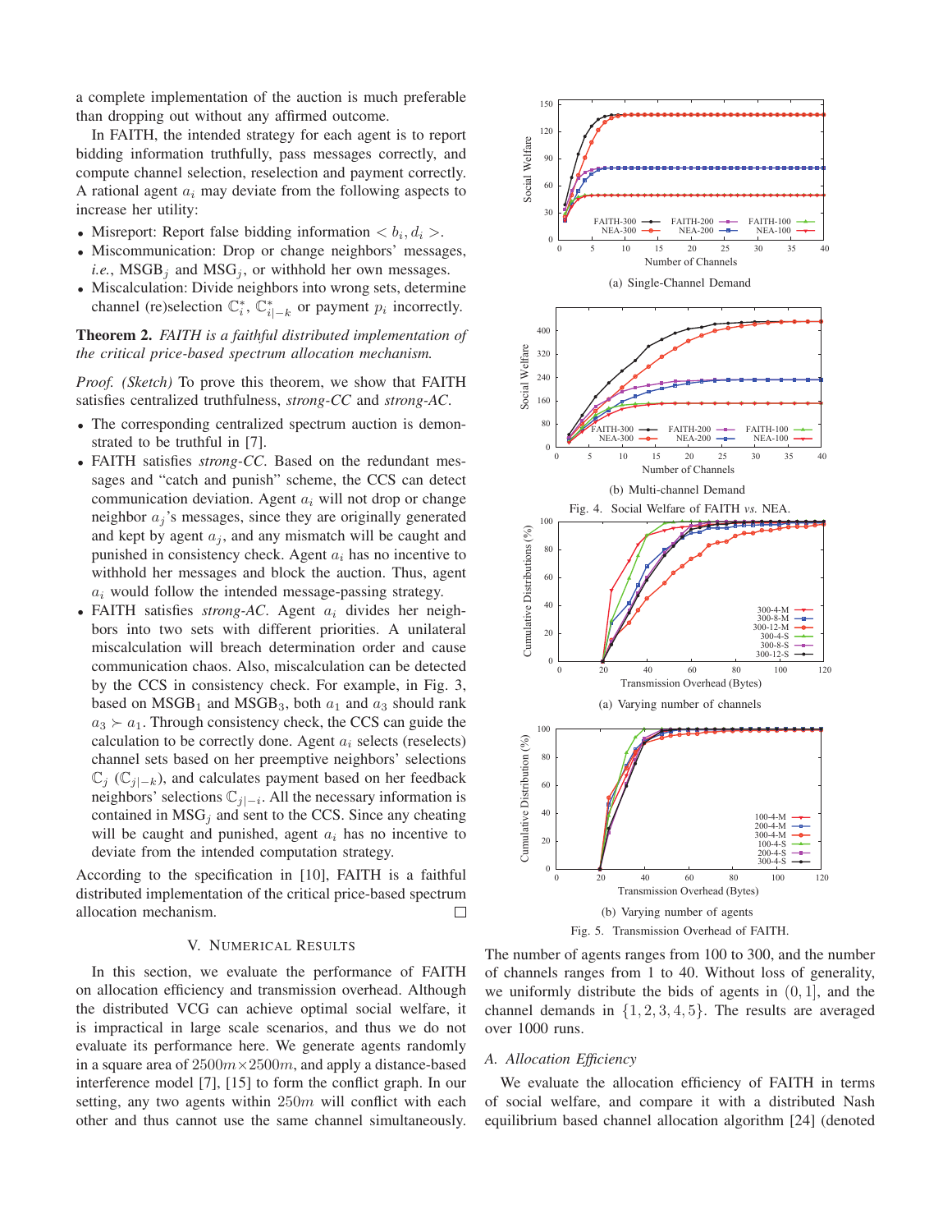a complete implementation of the auction is much preferable than dropping out without any affirmed outcome.

In FAITH, the intended strategy for each agent is to report bidding information truthfully, pass messages correctly, and compute channel selection, reselection and payment correctly. A rational agent $a_i$ may deviate from the following aspects to increase her utility:

- Misreport: Report false bidding information $< b_i, d_i >$.
- Miscommunication: Drop or change neighbors' messages, *i.e.*, $\text{MSGB}_j$ and $\text{MSG}_j$, or withhold her own messages.
- Miscalculation: Divide neighbors into wrong sets, determine channel (re)selection $\mathbb{C}_i^*$, $\mathbb{C}_{i|-k}^*$ or payment $p_i$ incorrectly.

**Theorem 2.** *FAITH is a faithful distributed implementation of the critical price-based spectrum allocation mechanism.*

*Proof.* *(Sketch)* To prove this theorem, we show that FAITH satisfies centralized truthfulness, *strong-CC* and *strong-AC*.

- The corresponding centralized spectrum auction is demonstrated to be truthful in [7].
- FAITH satisfies *strong-CC*. Based on the redundant messages and "catch and punish" scheme, the CCS can detect communication deviation. Agent $a_i$ will not drop or change neighbor $a_j$'s messages, since they are originally generated and kept by agent $a_j$, and any mismatch will be caught and punished in consistency check. Agent $a_i$ has no incentive to withhold her messages and block the auction. Thus, agent $a_i$ would follow the intended message-passing strategy.
- FAITH satisfies *strong-AC*. Agent $a_i$ divides her neighbors into two sets with different priorities. A unilateral miscalculation will breach determination order and cause communication chaos. Also, miscalculation can be detected by the CCS in consistency check. For example, in Fig. 3, based on $\text{MSGB}_1$ and $\text{MSGB}_3$, both $a_1$ and $a_3$ should rank $a_3 \succ a_1$. Through consistency check, the CCS can guide the calculation to be correctly done. Agent $a_i$ selects (reselects) channel sets based on her preemptive neighbors' selections $\mathbb{C}_j$ ($\mathbb{C}_{j|-k}$), and calculates payment based on her feedback neighbors' selections $\mathbb{C}_{j|-i}$. All the necessary information is contained in $\text{MSG}_j$ and sent to the CCS. Since any cheating will be caught and punished, agent $a_i$ has no incentive to deviate from the intended computation strategy.

According to the specification in [10], FAITH is a faithful distributed implementation of the critical price-based spectrum allocation mechanism. □

## V. Numerical Results

In this section, we evaluate the performance of FAITH on allocation efficiency and transmission overhead. Although the distributed VCG can achieve optimal social welfare, it is impractical in large scale scenarios, and thus we do not evaluate its performance here. We generate agents randomly in a square area of $2500m \times 2500m$, and apply a distance-based interference model [7], [15] to form the conflict graph. In our setting, any two agents within $250m$ will conflict with each other and thus cannot use the same channel simultaneously. The number of agents ranges from 100 to 300, and the number of channels ranges from 1 to 40. Without loss of generality, we uniformly distribute the bids of agents in $(0, 1]$, and the channel demands in $\{1, 2, 3, 4, 5\}$. The results are averaged over 1000 runs.

(a) Single-Channel Demand

(b) Multi-channel Demand

Fig. 4. Social Welfare of FAITH *vs.* NEA.

(a) Varying number of channels

(b) Varying number of agents

Fig. 5. Transmission Overhead of FAITH.

### A. Allocation Efficiency

We evaluate the allocation efficiency of FAITH in terms of social welfare, and compare it with a distributed Nash equilibrium based channel allocation algorithm [24] (denoted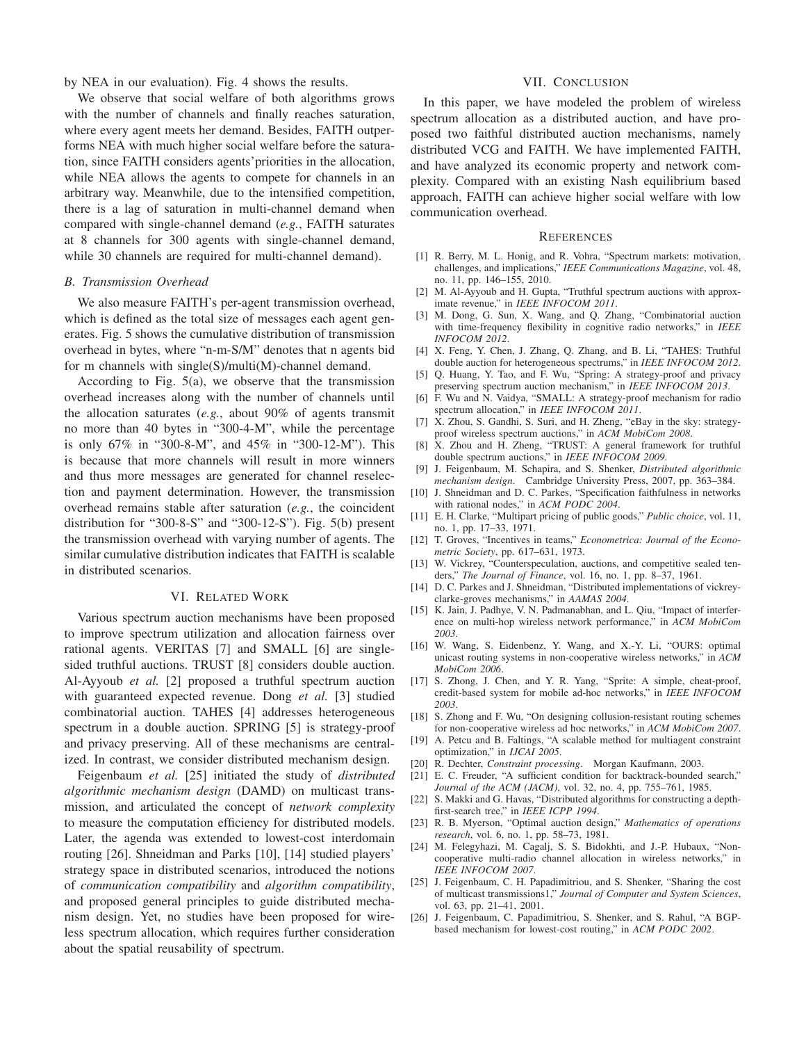by NEA in our evaluation). Fig. 4 shows the results.

We observe that social welfare of both algorithms grows with the number of channels and finally reaches saturation, where every agent meets her demand. Besides, FAITH outperforms NEA with much higher social welfare before the saturation, since FAITH considers agents'priorities in the allocation, while NEA allows the agents to compete for channels in an arbitrary way. Meanwhile, due to the intensified competition, there is a lag of saturation in multi-channel demand when compared with single-channel demand (*e.g.*, FAITH saturates at 8 channels for 300 agents with single-channel demand, while 30 channels are required for multi-channel demand).

### *B. Transmission Overhead*

We also measure FAITH's per-agent transmission overhead, which is defined as the total size of messages each agent generates. Fig. 5 shows the cumulative distribution of transmission overhead in bytes, where "n-m-S/M" denotes that n agents bid for m channels with single(S)/multi(M)-channel demand.

According to Fig. 5(a), we observe that the transmission overhead increases along with the number of channels until the allocation saturates (*e.g.*, about 90% of agents transmit no more than 40 bytes in "300-4-M", while the percentage is only 67% in "300-8-M", and 45% in "300-12-M"). This is because that more channels will result in more winners and thus more messages are generated for channel reselection and payment determination. However, the transmission overhead remains stable after saturation (*e.g.*, the coincident distribution for "300-8-S" and "300-12-S"). Fig. 5(b) present the transmission overhead with varying number of agents. The similar cumulative distribution indicates that FAITH is scalable in distributed scenarios.

## VI. Related Work

Various spectrum auction mechanisms have been proposed to improve spectrum utilization and allocation fairness over rational agents. VERITAS [7] and SMALL [6] are single-sided truthful auctions. TRUST [8] considers double auction. Al-Ayyoub *et al.* [2] proposed a truthful spectrum auction with guaranteed expected revenue. Dong *et al.* [3] studied combinatorial auction. TAHES [4] addresses heterogeneous spectrum in a double auction. SPRING [5] is strategy-proof and privacy preserving. All of these mechanisms are centralized. In contrast, we consider distributed mechanism design.

Feigenbaum *et al.* [25] initiated the study of *distributed algorithmic mechanism design* (DAMD) on multicast transmission, and articulated the concept of *network complexity* to measure the computation efficiency for distributed models. Later, the agenda was extended to lowest-cost interdomain routing [26]. Shneidman and Parks [10], [14] studied players' strategy space in distributed scenarios, introduced the notions of *communication compatibility* and *algorithm compatibility*, and proposed general principles to guide distributed mechanism design. Yet, no studies have been proposed for wireless spectrum allocation, which requires further consideration about the spatial reusability of spectrum.

## VII. Conclusion

In this paper, we have modeled the problem of wireless spectrum allocation as a distributed auction, and have proposed two faithful distributed auction mechanisms, namely distributed VCG and FAITH. We have implemented FAITH, and have analyzed its economic property and network complexity. Compared with an existing Nash equilibrium based approach, FAITH can achieve higher social welfare with low communication overhead.

## References

[1] R. Berry, M. L. Honig, and R. Vohra, "Spectrum markets: motivation, challenges, and implications," *IEEE Communications Magazine*, vol. 48, no. 11, pp. 146–155, 2010.

[2] M. Al-Ayyoub and H. Gupta, "Truthful spectrum auctions with approximate revenue," in *IEEE INFOCOM 2011*.

[3] M. Dong, G. Sun, X. Wang, and Q. Zhang, "Combinatorial auction with time-frequency flexibility in cognitive radio networks," in *IEEE INFOCOM 2012*.

[4] X. Feng, Y. Chen, J. Zhang, Q. Zhang, and B. Li, "TAHES: Truthful double auction for heterogeneous spectrums," in *IEEE INFOCOM 2012*.

[5] Q. Huang, Y. Tao, and F. Wu, "Spring: A strategy-proof and privacy preserving spectrum auction mechanism," in *IEEE INFOCOM 2013*.

[6] F. Wu and N. Vaidya, "SMALL: A strategy-proof mechanism for radio spectrum allocation," in *IEEE INFOCOM 2011*.

[7] X. Zhou, S. Gandhi, S. Suri, and H. Zheng, "eBay in the sky: strategy-proof wireless spectrum auctions," in *ACM MobiCom 2008*.

[8] X. Zhou and H. Zheng, "TRUST: A general framework for truthful double spectrum auctions," in *IEEE INFOCOM 2009*.

[9] J. Feigenbaum, M. Schapira, and S. Shenker, *Distributed algorithmic mechanism design*. Cambridge University Press, 2007, pp. 363–384.

[10] J. Shneidman and D. C. Parkes, "Specification faithfulness in networks with rational nodes," in *ACM PODC 2004*.

[11] E. H. Clarke, "Multipart pricing of public goods," *Public choice*, vol. 11, no. 1, pp. 17–33, 1971.

[12] T. Groves, "Incentives in teams," *Econometrica: Journal of the Econometric Society*, pp. 617–631, 1973.

[13] W. Vickrey, "Counterspeculation, auctions, and competitive sealed tenders," *The Journal of Finance*, vol. 16, no. 1, pp. 8–37, 1961.

[14] D. C. Parkes and J. Shneidman, "Distributed implementations of vickrey-clarke-groves mechanisms," in *AAMAS 2004*.

[15] K. Jain, J. Padhye, V. N. Padmanabhan, and L. Qiu, "Impact of interference on multi-hop wireless network performance," in *ACM MobiCom 2003*.

[16] W. Wang, S. Eidenbenz, Y. Wang, and X.-Y. Li, "OURS: optimal unicast routing systems in non-cooperative wireless networks," in *ACM MobiCom 2006*.

[17] S. Zhong, J. Chen, and Y. R. Yang, "Sprite: A simple, cheat-proof, credit-based system for mobile ad-hoc networks," in *IEEE INFOCOM 2003*.

[18] S. Zhong and F. Wu, "On designing collusion-resistant routing schemes for non-cooperative wireless ad hoc networks," in *ACM MobiCom 2007*.

[19] A. Petcu and B. Faltings, "A scalable method for multiagent constraint optimization," in *IJCAI 2005*.

[20] R. Dechter, *Constraint processing*. Morgan Kaufmann, 2003.

[21] E. C. Freuder, "A sufficient condition for backtrack-bounded search," *Journal of the ACM (JACM)*, vol. 32, no. 4, pp. 755–761, 1985.

[22] S. Makki and G. Havas, "Distributed algorithms for constructing a depth-first-search tree," in *IEEE ICPP 1994*.

[23] R. B. Myerson, "Optimal auction design," *Mathematics of operations research*, vol. 6, no. 1, pp. 58–73, 1981.

[24] M. Felegyhazi, M. Cagalj, S. S. Bidokhti, and J.-P. Hubaux, "Non-cooperative multi-radio channel allocation in wireless networks," in *IEEE INFOCOM 2007*.

[25] J. Feigenbaum, C. H. Papadimitriou, and S. Shenker, "Sharing the cost of multicast transmissions1," *Journal of Computer and System Sciences*, vol. 63, pp. 21–41, 2001.

[26] J. Feigenbaum, C. Papadimitriou, S. Shenker, and S. Rahul, "A BGP-based mechanism for lowest-cost routing," in *ACM PODC 2002*.